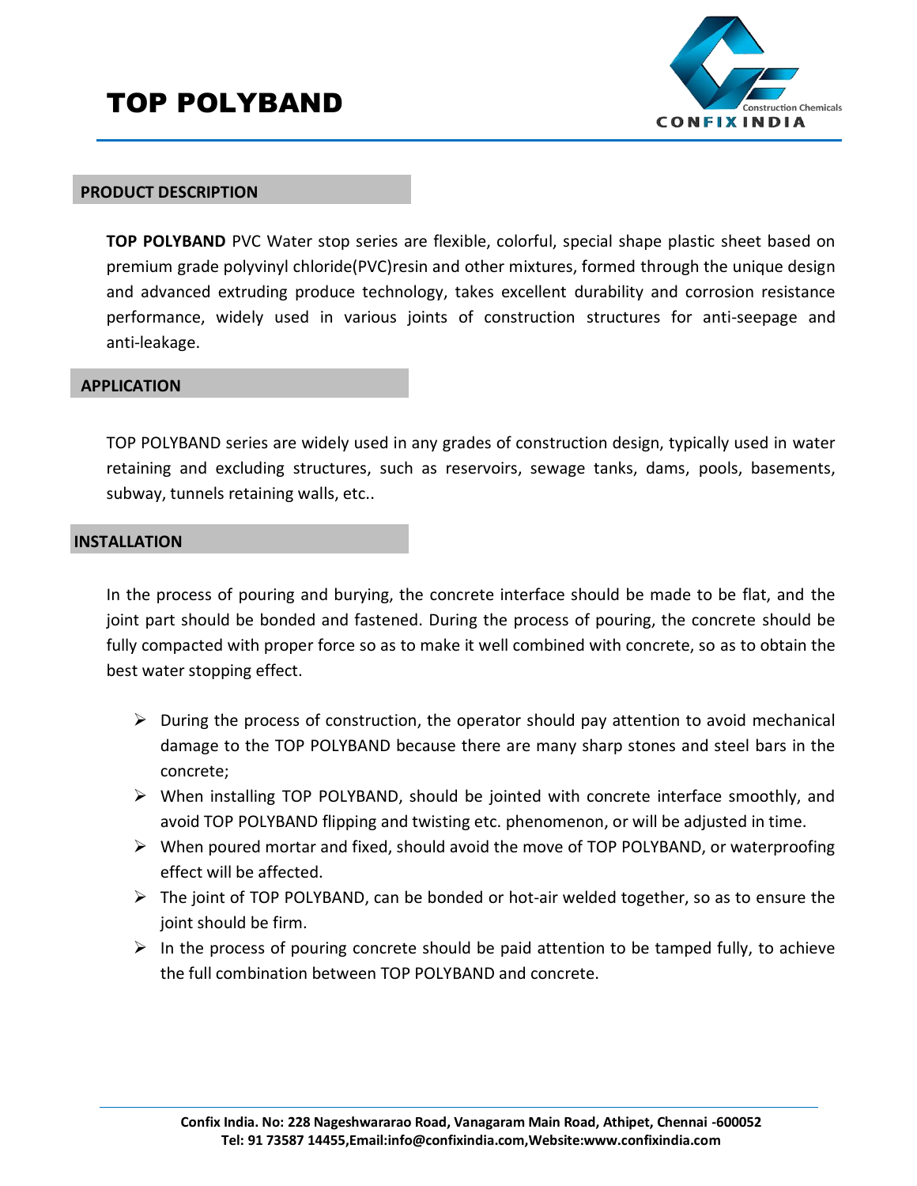# TOP POLYBAND

## PRODUCT DESCRIPTION

**TOP POLYBAND** PVC Water stop series are flexible, colorful, special shape plastic sheet based on premium grade polyvinyl chloride(PVC)resin and other mixtures, formed through the unique design and advanced extruding produce technology, takes excellent durability and corrosion resistance performance, widely used in various joints of construction structures for anti-seepage and anti-leakage.

## APPLICATION

TOP POLYBAND series are widely used in any grades of construction design, typically used in water retaining and excluding structures, such as reservoirs, sewage tanks, dams, pools, basements, subway, tunnels retaining walls, etc..

## INSTALLATION

In the process of pouring and burying, the concrete interface should be made to be flat, and the joint part should be bonded and fastened. During the process of pouring, the concrete should be fully compacted with proper force so as to make it well combined with concrete, so as to obtain the best water stopping effect.

- During the process of construction, the operator should pay attention to avoid mechanical damage to the TOP POLYBAND because there are many sharp stones and steel bars in the concrete;
- When installing TOP POLYBAND, should be jointed with concrete interface smoothly, and avoid TOP POLYBAND flipping and twisting etc. phenomenon, or will be adjusted in time.
- When poured mortar and fixed, should avoid the move of TOP POLYBAND, or waterproofing effect will be affected.
- The joint of TOP POLYBAND, can be bonded or hot-air welded together, so as to ensure the joint should be firm.
- In the process of pouring concrete should be paid attention to be tamped fully, to achieve the full combination between TOP POLYBAND and concrete.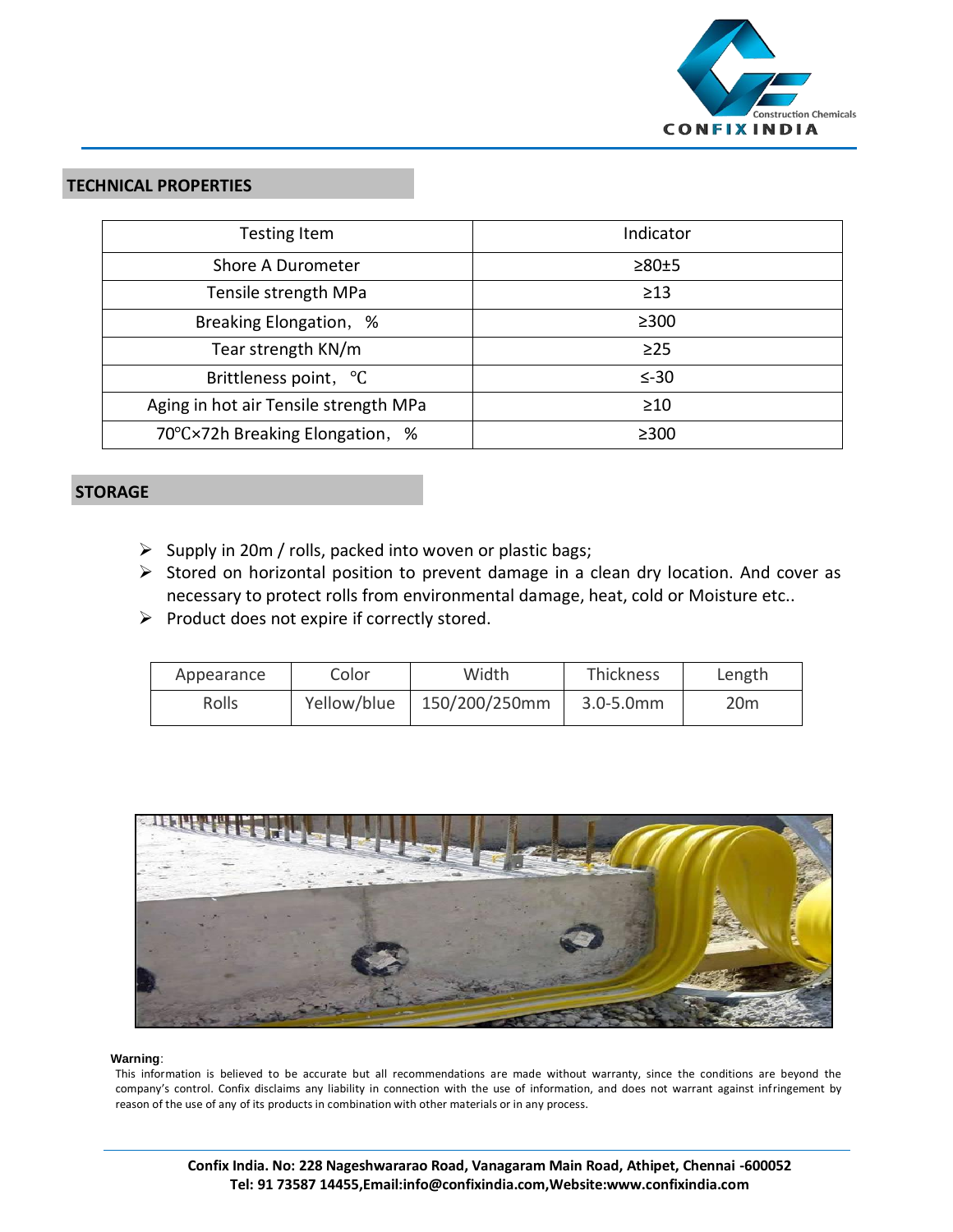## TECHNICAL PROPERTIES

| Testing Item | Indicator |
|---|---|
| Shore A Durometer | ≥80±5 |
| Tensile strength MPa | ≥13 |
| Breaking Elongation, % | ≥300 |
| Tear strength KN/m | ≥25 |
| Brittleness point, ℃ | ≤-30 |
| Aging in hot air Tensile strength MPa | ≥10 |
| 70℃×72h Breaking Elongation, % | ≥300 |

## STORAGE

- Supply in 20m / rolls, packed into woven or plastic bags;
- Stored on horizontal position to prevent damage in a clean dry location. And cover as necessary to protect rolls from environmental damage, heat, cold or Moisture etc..
- Product does not expire if correctly stored.

| Appearance | Color | Width | Thickness | Length |
|---|---|---|---|---|
| Rolls | Yellow/blue | 150/200/250mm | 3.0-5.0mm | 20m |

**Warning**:
This information is believed to be accurate but all recommendations are made without warranty, since the conditions are beyond the company's control. Confix disclaims any liability in connection with the use of information, and does not warrant against infringement by reason of the use of any of its products in combination with other materials or in any process.

**Confix India. No: 228 Nageshwararao Road, Vanagaram Main Road, Athipet, Chennai -600052**
**Tel: 91 73587 14455,Email:info@confixindia.com,Website:www.confixindia.com**